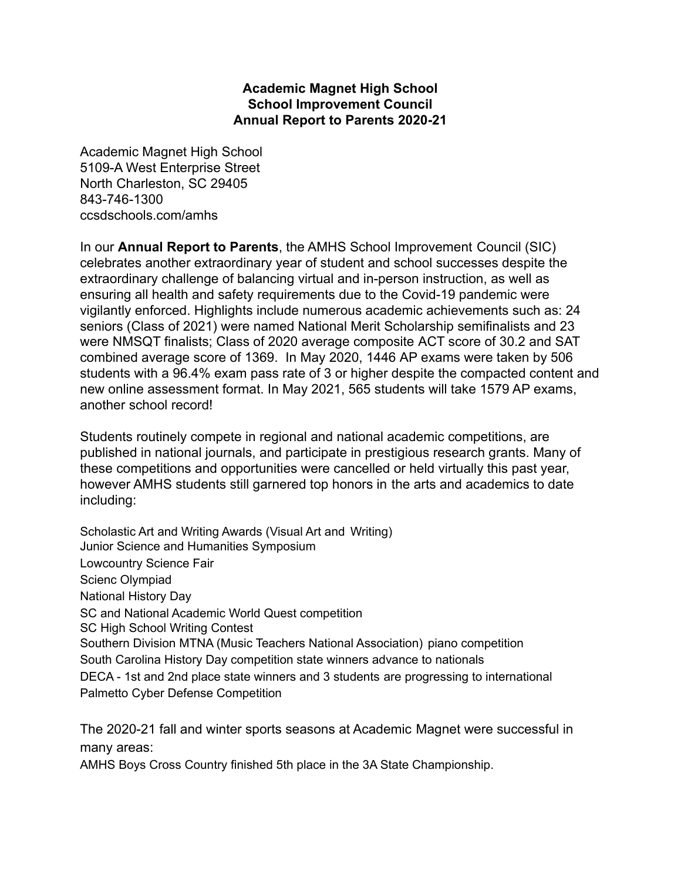**Academic Magnet High School**
**School Improvement Council**
**Annual Report to Parents 2020-21**

Academic Magnet High School
5109-A West Enterprise Street
North Charleston, SC 29405
843-746-1300
ccsdschools.com/amhs

In our **Annual Report to Parents**, the AMHS School Improvement Council (SIC) celebrates another extraordinary year of student and school successes despite the extraordinary challenge of balancing virtual and in-person instruction, as well as ensuring all health and safety requirements due to the Covid-19 pandemic were vigilantly enforced. Highlights include numerous academic achievements such as: 24 seniors (Class of 2021) were named National Merit Scholarship semifinalists and 23 were NMSQT finalists; Class of 2020 average composite ACT score of 30.2 and SAT combined average score of 1369. In May 2020, 1446 AP exams were taken by 506 students with a 96.4% exam pass rate of 3 or higher despite the compacted content and new online assessment format. In May 2021, 565 students will take 1579 AP exams, another school record!

Students routinely compete in regional and national academic competitions, are published in national journals, and participate in prestigious research grants. Many of these competitions and opportunities were cancelled or held virtually this past year, however AMHS students still garnered top honors in the arts and academics to date including:

Scholastic Art and Writing Awards (Visual Art and Writing)
Junior Science and Humanities Symposium
Lowcountry Science Fair
Scienc Olympiad
National History Day
SC and National Academic World Quest competition
SC High School Writing Contest
Southern Division MTNA (Music Teachers National Association) piano competition
South Carolina History Day competition state winners advance to nationals
DECA - 1st and 2nd place state winners and 3 students are progressing to international
Palmetto Cyber Defense Competition

The 2020-21 fall and winter sports seasons at Academic Magnet were successful in many areas:

AMHS Boys Cross Country finished 5th place in the 3A State Championship.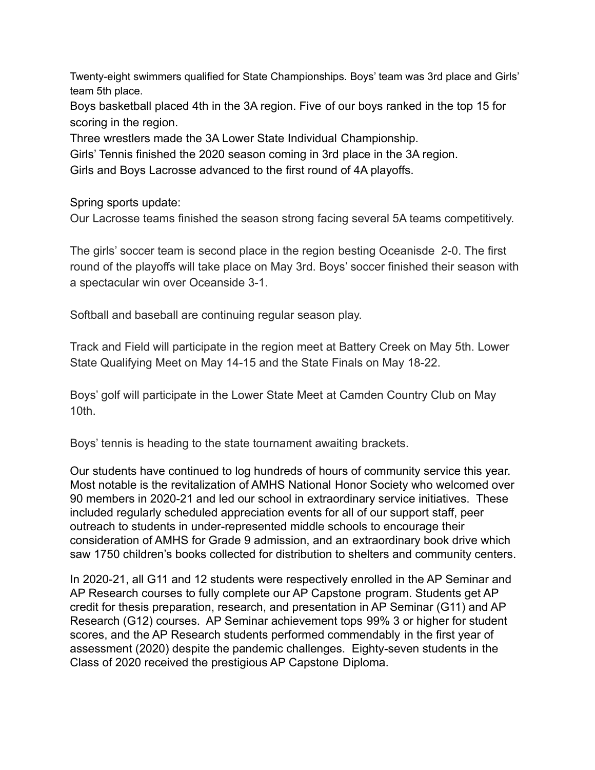Twenty-eight swimmers qualified for State Championships. Boys' team was 3rd place and Girls' team 5th place.

Boys basketball placed 4th in the 3A region. Five of our boys ranked in the top 15 for scoring in the region.

Three wrestlers made the 3A Lower State Individual Championship.

Girls' Tennis finished the 2020 season coming in 3rd place in the 3A region.

Girls and Boys Lacrosse advanced to the first round of 4A playoffs.

Spring sports update:

Our Lacrosse teams finished the season strong facing several 5A teams competitively.

The girls' soccer team is second place in the region besting Oceanisde 2-0. The first round of the playoffs will take place on May 3rd. Boys' soccer finished their season with a spectacular win over Oceanside 3-1.

Softball and baseball are continuing regular season play.

Track and Field will participate in the region meet at Battery Creek on May 5th. Lower State Qualifying Meet on May 14-15 and the State Finals on May 18-22.

Boys' golf will participate in the Lower State Meet at Camden Country Club on May 10th.

Boys' tennis is heading to the state tournament awaiting brackets.

Our students have continued to log hundreds of hours of community service this year. Most notable is the revitalization of AMHS National Honor Society who welcomed over 90 members in 2020-21 and led our school in extraordinary service initiatives. These included regularly scheduled appreciation events for all of our support staff, peer outreach to students in under-represented middle schools to encourage their consideration of AMHS for Grade 9 admission, and an extraordinary book drive which saw 1750 children's books collected for distribution to shelters and community centers.

In 2020-21, all G11 and 12 students were respectively enrolled in the AP Seminar and AP Research courses to fully complete our AP Capstone program. Students get AP credit for thesis preparation, research, and presentation in AP Seminar (G11) and AP Research (G12) courses. AP Seminar achievement tops 99% 3 or higher for student scores, and the AP Research students performed commendably in the first year of assessment (2020) despite the pandemic challenges. Eighty-seven students in the Class of 2020 received the prestigious AP Capstone Diploma.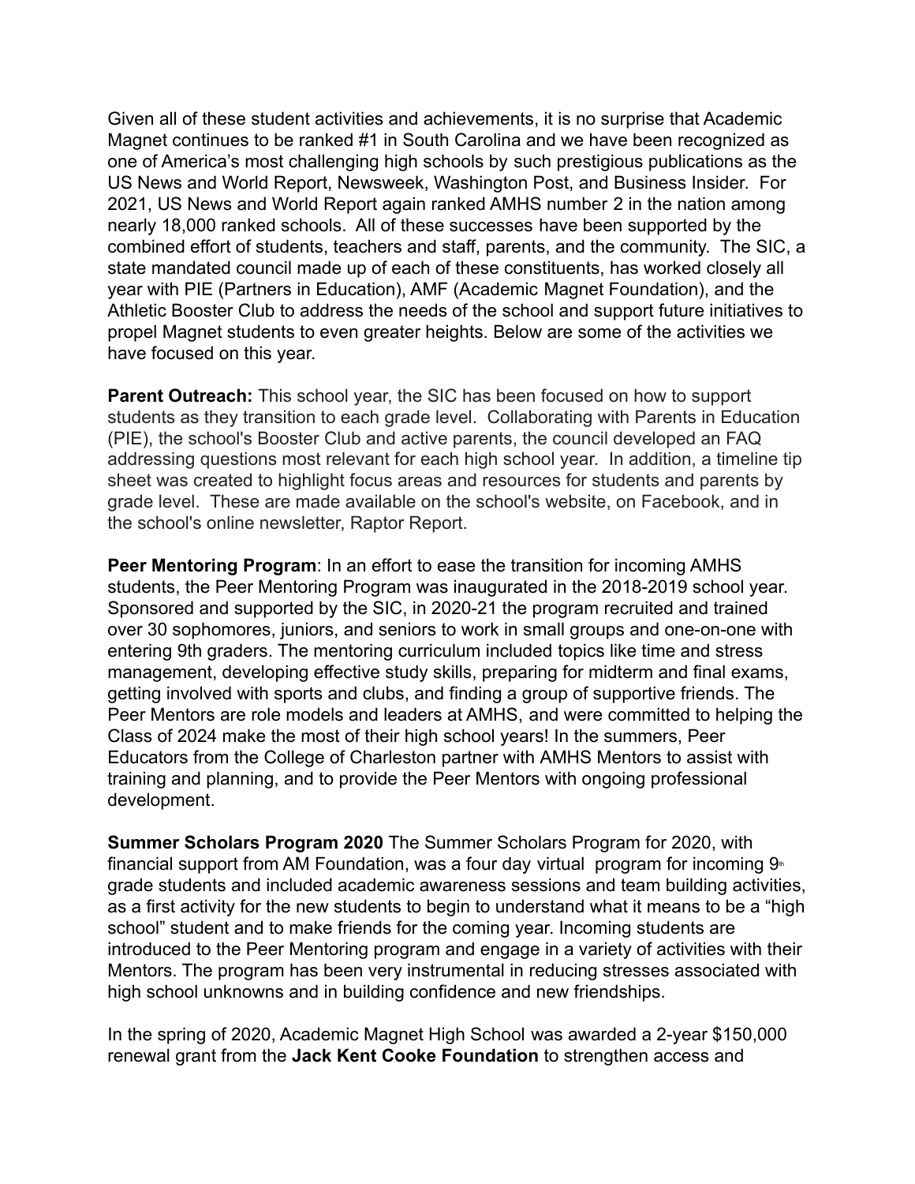Given all of these student activities and achievements, it is no surprise that Academic Magnet continues to be ranked #1 in South Carolina and we have been recognized as one of America's most challenging high schools by such prestigious publications as the US News and World Report, Newsweek, Washington Post, and Business Insider. For 2021, US News and World Report again ranked AMHS number 2 in the nation among nearly 18,000 ranked schools. All of these successes have been supported by the combined effort of students, teachers and staff, parents, and the community. The SIC, a state mandated council made up of each of these constituents, has worked closely all year with PIE (Partners in Education), AMF (Academic Magnet Foundation), and the Athletic Booster Club to address the needs of the school and support future initiatives to propel Magnet students to even greater heights. Below are some of the activities we have focused on this year.

**Parent Outreach:** This school year, the SIC has been focused on how to support students as they transition to each grade level. Collaborating with Parents in Education (PIE), the school's Booster Club and active parents, the council developed an FAQ addressing questions most relevant for each high school year. In addition, a timeline tip sheet was created to highlight focus areas and resources for students and parents by grade level. These are made available on the school's website, on Facebook, and in the school's online newsletter, Raptor Report.

**Peer Mentoring Program**: In an effort to ease the transition for incoming AMHS students, the Peer Mentoring Program was inaugurated in the 2018-2019 school year. Sponsored and supported by the SIC, in 2020-21 the program recruited and trained over 30 sophomores, juniors, and seniors to work in small groups and one-on-one with entering 9th graders. The mentoring curriculum included topics like time and stress management, developing effective study skills, preparing for midterm and final exams, getting involved with sports and clubs, and finding a group of supportive friends. The Peer Mentors are role models and leaders at AMHS, and were committed to helping the Class of 2024 make the most of their high school years! In the summers, Peer Educators from the College of Charleston partner with AMHS Mentors to assist with training and planning, and to provide the Peer Mentors with ongoing professional development.

**Summer Scholars Program 2020** The Summer Scholars Program for 2020, with financial support from AM Foundation, was a four day virtual program for incoming 9th grade students and included academic awareness sessions and team building activities, as a first activity for the new students to begin to understand what it means to be a "high school" student and to make friends for the coming year. Incoming students are introduced to the Peer Mentoring program and engage in a variety of activities with their Mentors. The program has been very instrumental in reducing stresses associated with high school unknowns and in building confidence and new friendships.

In the spring of 2020, Academic Magnet High School was awarded a 2-year $150,000 renewal grant from the **Jack Kent Cooke Foundation** to strengthen access and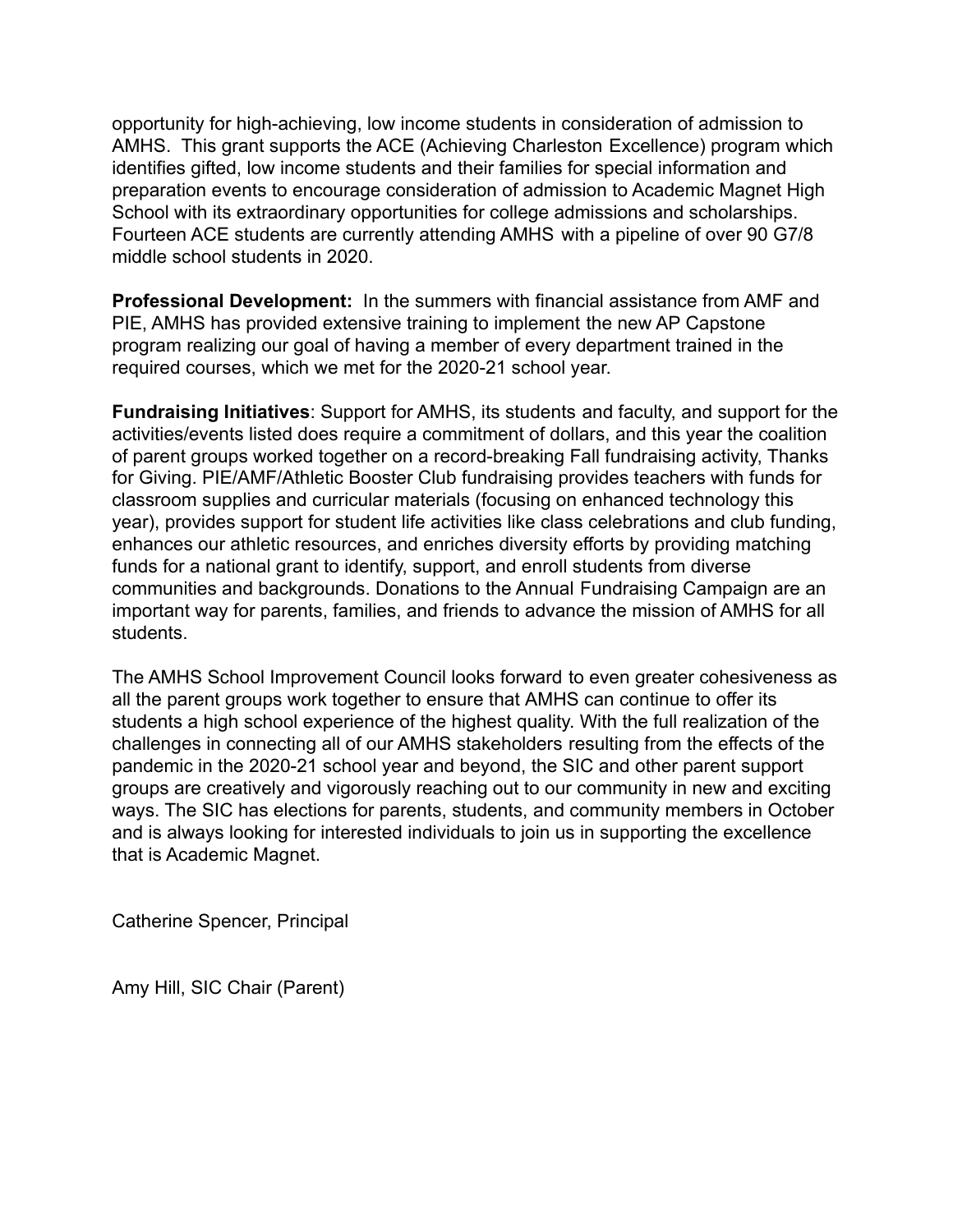opportunity for high-achieving, low income students in consideration of admission to AMHS. This grant supports the ACE (Achieving Charleston Excellence) program which identifies gifted, low income students and their families for special information and preparation events to encourage consideration of admission to Academic Magnet High School with its extraordinary opportunities for college admissions and scholarships. Fourteen ACE students are currently attending AMHS with a pipeline of over 90 G7/8 middle school students in 2020.

**Professional Development:** In the summers with financial assistance from AMF and PIE, AMHS has provided extensive training to implement the new AP Capstone program realizing our goal of having a member of every department trained in the required courses, which we met for the 2020-21 school year.

**Fundraising Initiatives**: Support for AMHS, its students and faculty, and support for the activities/events listed does require a commitment of dollars, and this year the coalition of parent groups worked together on a record-breaking Fall fundraising activity, Thanks for Giving. PIE/AMF/Athletic Booster Club fundraising provides teachers with funds for classroom supplies and curricular materials (focusing on enhanced technology this year), provides support for student life activities like class celebrations and club funding, enhances our athletic resources, and enriches diversity efforts by providing matching funds for a national grant to identify, support, and enroll students from diverse communities and backgrounds. Donations to the Annual Fundraising Campaign are an important way for parents, families, and friends to advance the mission of AMHS for all students.

The AMHS School Improvement Council looks forward to even greater cohesiveness as all the parent groups work together to ensure that AMHS can continue to offer its students a high school experience of the highest quality. With the full realization of the challenges in connecting all of our AMHS stakeholders resulting from the effects of the pandemic in the 2020-21 school year and beyond, the SIC and other parent support groups are creatively and vigorously reaching out to our community in new and exciting ways. The SIC has elections for parents, students, and community members in October and is always looking for interested individuals to join us in supporting the excellence that is Academic Magnet.

Catherine Spencer, Principal

Amy Hill, SIC Chair (Parent)